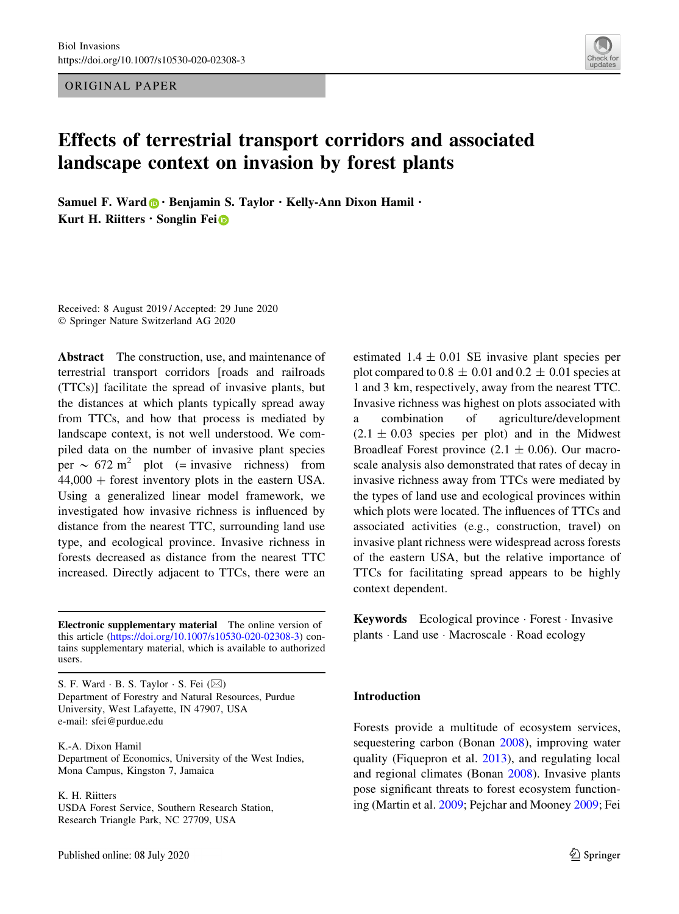ORIGINAL PAPER

# Effects of terrestrial transport corridors and associated landscape context on invasion by forest plants

**Samuel F. Ward · Benjamin S. Taylor · Kelly-Ann Dixon Hamil · Kurt H. Riitters · Songlin Fei**

Received: 8 August 2019 / Accepted: 29 June 2020
© Springer Nature Switzerland AG 2020

**Abstract** The construction, use, and maintenance of terrestrial transport corridors [roads and railroads (TTCs)] facilitate the spread of invasive plants, but the distances at which plants typically spread away from TTCs, and how that process is mediated by landscape context, is not well understood. We compiled data on the number of invasive plant species per ~ 672 m$^2$ plot (= invasive richness) from 44,000 + forest inventory plots in the eastern USA. Using a generalized linear model framework, we investigated how invasive richness is influenced by distance from the nearest TTC, surrounding land use type, and ecological province. Invasive richness in forests decreased as distance from the nearest TTC increased. Directly adjacent to TTCs, there were an estimated 1.4 ± 0.01 SE invasive plant species per plot compared to 0.8 ± 0.01 and 0.2 ± 0.01 species at 1 and 3 km, respectively, away from the nearest TTC. Invasive richness was highest on plots associated with a combination of agriculture/development (2.1 ± 0.03 species per plot) and in the Midwest Broadleaf Forest province (2.1 ± 0.06). Our macroscale analysis also demonstrated that rates of decay in invasive richness away from TTCs were mediated by the types of land use and ecological provinces within which plots were located. The influences of TTCs and associated activities (e.g., construction, travel) on invasive plant richness were widespread across forests of the eastern USA, but the relative importance of TTCs for facilitating spread appears to be highly context dependent.

**Keywords** Ecological province · Forest · Invasive plants · Land use · Macroscale · Road ecology

**Electronic supplementary material** The online version of this article (https://doi.org/10.1007/s10530-020-02308-3) contains supplementary material, which is available to authorized users.

S. F. Ward · B. S. Taylor · S. F. Fei (✉)
Department of Forestry and Natural Resources, Purdue University, West Lafayette, IN 47907, USA
e-mail: sfei@purdue.edu

K.-A. Dixon Hamil
Department of Economics, University of the West Indies, Mona Campus, Kingston 7, Jamaica

K. H. Riitters
USDA Forest Service, Southern Research Station, Research Triangle Park, NC 27709, USA

## Introduction

Forests provide a multitude of ecosystem services, sequestering carbon (Bonan 2008), improving water quality (Fiquepron et al. 2013), and regulating local and regional climates (Bonan 2008). Invasive plants pose significant threats to forest ecosystem functioning (Martin et al. 2009; Pejchar and Mooney 2009; Fei

Published online: 08 July 2020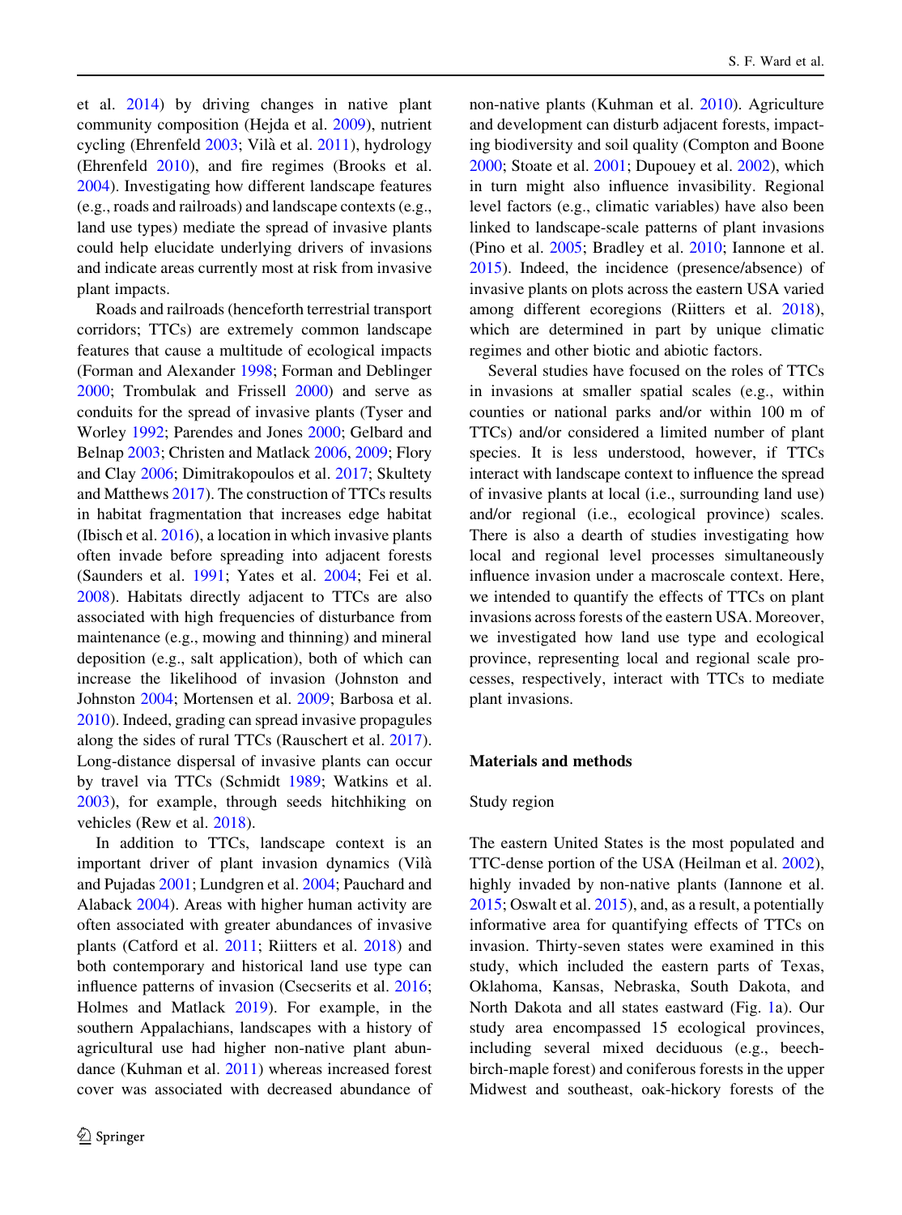et al. 2014) by driving changes in native plant community composition (Hejda et al. 2009), nutrient cycling (Ehrenfeld 2003; Vilà et al. 2011), hydrology (Ehrenfeld 2010), and fire regimes (Brooks et al. 2004). Investigating how different landscape features (e.g., roads and railroads) and landscape contexts (e.g., land use types) mediate the spread of invasive plants could help elucidate underlying drivers of invasions and indicate areas currently most at risk from invasive plant impacts.

Roads and railroads (henceforth terrestrial transport corridors; TTCs) are extremely common landscape features that cause a multitude of ecological impacts (Forman and Alexander 1998; Forman and Deblinger 2000; Trombulak and Frissell 2000) and serve as conduits for the spread of invasive plants (Tyser and Worley 1992; Parendes and Jones 2000; Gelbard and Belnap 2003; Christen and Matlack 2006, 2009; Flory and Clay 2006; Dimitrakopoulos et al. 2017; Skultety and Matthews 2017). The construction of TTCs results in habitat fragmentation that increases edge habitat (Ibisch et al. 2016), a location in which invasive plants often invade before spreading into adjacent forests (Saunders et al. 1991; Yates et al. 2004; Fei et al. 2008). Habitats directly adjacent to TTCs are also associated with high frequencies of disturbance from maintenance (e.g., mowing and thinning) and mineral deposition (e.g., salt application), both of which can increase the likelihood of invasion (Johnston and Johnston 2004; Mortensen et al. 2009; Barbosa et al. 2010). Indeed, grading can spread invasive propagules along the sides of rural TTCs (Rauschert et al. 2017). Long-distance dispersal of invasive plants can occur by travel via TTCs (Schmidt 1989; Watkins et al. 2003), for example, through seeds hitchhiking on vehicles (Rew et al. 2018).

In addition to TTCs, landscape context is an important driver of plant invasion dynamics (Vilà and Pujadas 2001; Lundgren et al. 2004; Pauchard and Alaback 2004). Areas with higher human activity are often associated with greater abundances of invasive plants (Catford et al. 2011; Riitters et al. 2018) and both contemporary and historical land use type can influence patterns of invasion (Csecserits et al. 2016; Holmes and Matlack 2019). For example, in the southern Appalachians, landscapes with a history of agricultural use had higher non-native plant abundance (Kuhman et al. 2011) whereas increased forest cover was associated with decreased abundance of non-native plants (Kuhman et al. 2010). Agriculture and development can disturb adjacent forests, impacting biodiversity and soil quality (Compton and Boone 2000; Stoate et al. 2001; Dupouey et al. 2002), which in turn might also influence invasibility. Regional level factors (e.g., climatic variables) have also been linked to landscape-scale patterns of plant invasions (Pino et al. 2005; Bradley et al. 2010; Iannone et al. 2015). Indeed, the incidence (presence/absence) of invasive plants on plots across the eastern USA varied among different ecoregions (Riitters et al. 2018), which are determined in part by unique climatic regimes and other biotic and abiotic factors.

Several studies have focused on the roles of TTCs in invasions at smaller spatial scales (e.g., within counties or national parks and/or within 100 m of TTCs) and/or considered a limited number of plant species. It is less understood, however, if TTCs interact with landscape context to influence the spread of invasive plants at local (i.e., surrounding land use) and/or regional (i.e., ecological province) scales. There is also a dearth of studies investigating how local and regional level processes simultaneously influence invasion under a macroscale context. Here, we intended to quantify the effects of TTCs on plant invasions across forests of the eastern USA. Moreover, we investigated how land use type and ecological province, representing local and regional scale processes, respectively, interact with TTCs to mediate plant invasions.

## Materials and methods

### Study region

The eastern United States is the most populated and TTC-dense portion of the USA (Heilman et al. 2002), highly invaded by non-native plants (Iannone et al. 2015; Oswalt et al. 2015), and, as a result, a potentially informative area for quantifying effects of TTCs on invasion. Thirty-seven states were examined in this study, which included the eastern parts of Texas, Oklahoma, Kansas, Nebraska, South Dakota, and North Dakota and all states eastward (Fig. 1a). Our study area encompassed 15 ecological provinces, including several mixed deciduous (e.g., beech-birch-maple forest) and coniferous forests in the upper Midwest and southeast, oak-hickory forests of the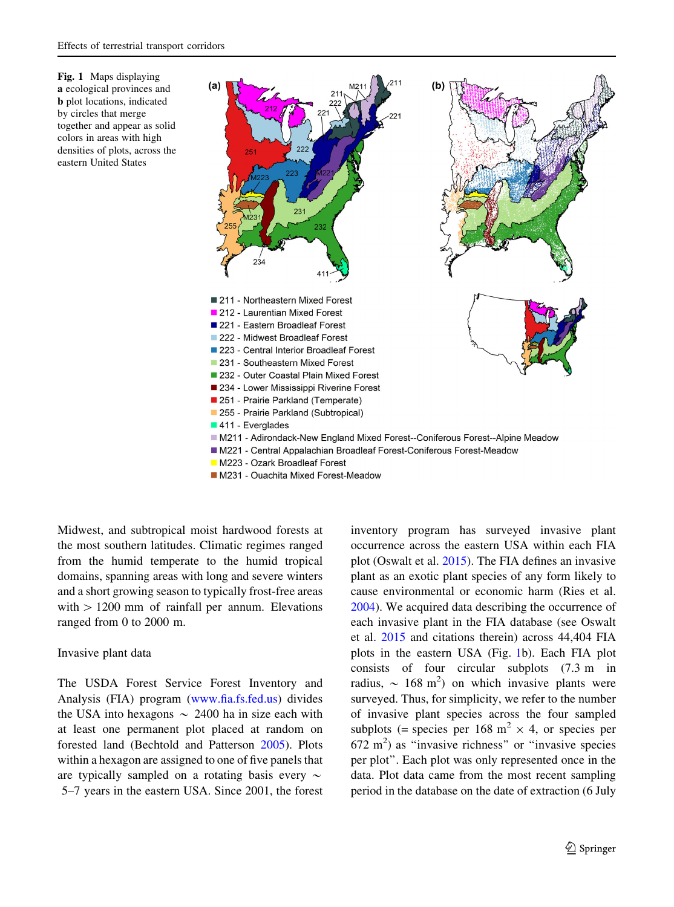**Fig. 1** Maps displaying **a** ecological provinces and **b** plot locations, indicated by circles that merge together and appear as solid colors in areas with high densities of plots, across the eastern United States

- 211 - Northeastern Mixed Forest
- 212 - Laurentian Mixed Forest
- 221 - Eastern Broadleaf Forest
- 222 - Midwest Broadleaf Forest
- 223 - Central Interior Broadleaf Forest
- 231 - Southeastern Mixed Forest
- 232 - Outer Coastal Plain Mixed Forest
- 234 - Lower Mississippi Riverine Forest
- 251 - Prairie Parkland (Temperate)
- 255 - Prairie Parkland (Subtropical)
- 411 - Everglades
- M211 - Adirondack-New England Mixed Forest--Coniferous Forest--Alpine Meadow
- M221 - Central Appalachian Broadleaf Forest-Coniferous Forest-Meadow
- M223 - Ozark Broadleaf Forest
- M231 - Ouachita Mixed Forest-Meadow

Midwest, and subtropical moist hardwood forests at the most southern latitudes. Climatic regimes ranged from the humid temperate to the humid tropical domains, spanning areas with long and severe winters and a short growing season to typically frost-free areas with > 1200 mm of rainfall per annum. Elevations ranged from 0 to 2000 m.

Invasive plant data

The USDA Forest Service Forest Inventory and Analysis (FIA) program (www.fia.fs.fed.us) divides the USA into hexagons ~ 2400 ha in size each with at least one permanent plot placed at random on forested land (Bechtold and Patterson 2005). Plots within a hexagon are assigned to one of five panels that are typically sampled on a rotating basis every ~ 5–7 years in the eastern USA. Since 2001, the forest inventory program has surveyed invasive plant occurrence across the eastern USA within each FIA plot (Oswalt et al. 2015). The FIA defines an invasive plant as an exotic plant species of any form likely to cause environmental or economic harm (Ries et al. 2004). We acquired data describing the occurrence of each invasive plant in the FIA database (see Oswalt et al. 2015 and citations therein) across 44,404 FIA plots in the eastern USA (Fig. 1b). Each FIA plot consists of four circular subplots (7.3 m in radius, ~ 168 $m^2$) on which invasive plants were surveyed. Thus, for simplicity, we refer to the number of invasive plant species across the four sampled subplots (= species per 168 $m^2 \times 4$, or species per 672 $m^2$) as "invasive richness" or "invasive species per plot". Each plot was only represented once in the data. Plot data came from the most recent sampling period in the database on the date of extraction (6 July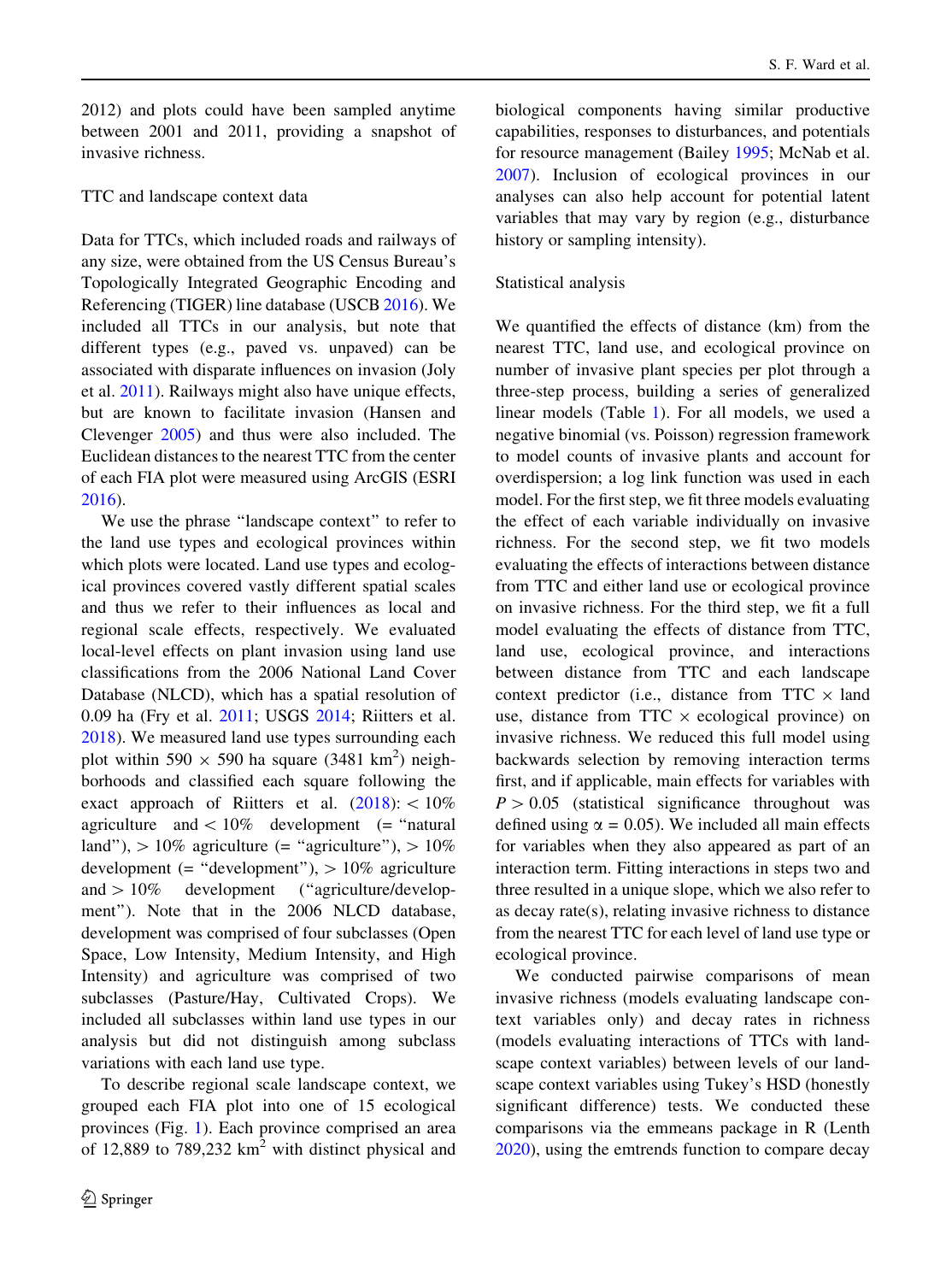2012) and plots could have been sampled anytime between 2001 and 2011, providing a snapshot of invasive richness.

### TTC and landscape context data

Data for TTCs, which included roads and railways of any size, were obtained from the US Census Bureau's Topologically Integrated Geographic Encoding and Referencing (TIGER) line database (USCB 2016). We included all TTCs in our analysis, but note that different types (e.g., paved vs. unpaved) can be associated with disparate influences on invasion (Joly et al. 2011). Railways might also have unique effects, but are known to facilitate invasion (Hansen and Clevenger 2005) and thus were also included. The Euclidean distances to the nearest TTC from the center of each FIA plot were measured using ArcGIS (ESRI 2016).

We use the phrase "landscape context" to refer to the land use types and ecological provinces within which plots were located. Land use types and ecological provinces covered vastly different spatial scales and thus we refer to their influences as local and regional scale effects, respectively. We evaluated local-level effects on plant invasion using land use classifications from the 2006 National Land Cover Database (NLCD), which has a spatial resolution of 0.09 ha (Fry et al. 2011; USGS 2014; Riitters et al. 2018). We measured land use types surrounding each plot within 590 × 590 ha square (3481 km$^2$) neighborhoods and classified each square following the exact approach of Riitters et al. (2018): < 10% agriculture and < 10% development (= "natural land"), > 10% agriculture (= "agriculture"), > 10% development (= "development"), > 10% agriculture and > 10% development ("agriculture/development"). Note that in the 2006 NLCD database, development was comprised of four subclasses (Open Space, Low Intensity, Medium Intensity, and High Intensity) and agriculture was comprised of two subclasses (Pasture/Hay, Cultivated Crops). We included all subclasses within land use types in our analysis but did not distinguish among subclass variations with each land use type.

To describe regional scale landscape context, we grouped each FIA plot into one of 15 ecological provinces (Fig. 1). Each province comprised an area of 12,889 to 789,232 km$^2$ with distinct physical and biological components having similar productive capabilities, responses to disturbances, and potentials for resource management (Bailey 1995; McNab et al. 2007). Inclusion of ecological provinces in our analyses can also help account for potential latent variables that may vary by region (e.g., disturbance history or sampling intensity).

### Statistical analysis

We quantified the effects of distance (km) from the nearest TTC, land use, and ecological province on number of invasive plant species per plot through a three-step process, building a series of generalized linear models (Table 1). For all models, we used a negative binomial (vs. Poisson) regression framework to model counts of invasive plants and account for overdispersion; a log link function was used in each model. For the first step, we fit three models evaluating the effect of each variable individually on invasive richness. For the second step, we fit two models evaluating the effects of interactions between distance from TTC and either land use or ecological province on invasive richness. For the third step, we fit a full model evaluating the effects of distance from TTC, land use, ecological province, and interactions between distance from TTC and each landscape context predictor (i.e., distance from TTC × land use, distance from TTC × ecological province) on invasive richness. We reduced this full model using backwards selection by removing interaction terms first, and if applicable, main effects for variables with $P > 0.05$ (statistical significance throughout was defined using $\alpha = 0.05$). We included all main effects for variables when they also appeared as part of an interaction term. Fitting interactions in steps two and three resulted in a unique slope, which we also refer to as decay rate(s), relating invasive richness to distance from the nearest TTC for each level of land use type or ecological province.

We conducted pairwise comparisons of mean invasive richness (models evaluating landscape context variables only) and decay rates in richness (models evaluating interactions of TTCs with landscape context variables) between levels of our landscape context variables using Tukey's HSD (honestly significant difference) tests. We conducted these comparisons via the emmeans package in R (Lenth 2020), using the emtrends function to compare decay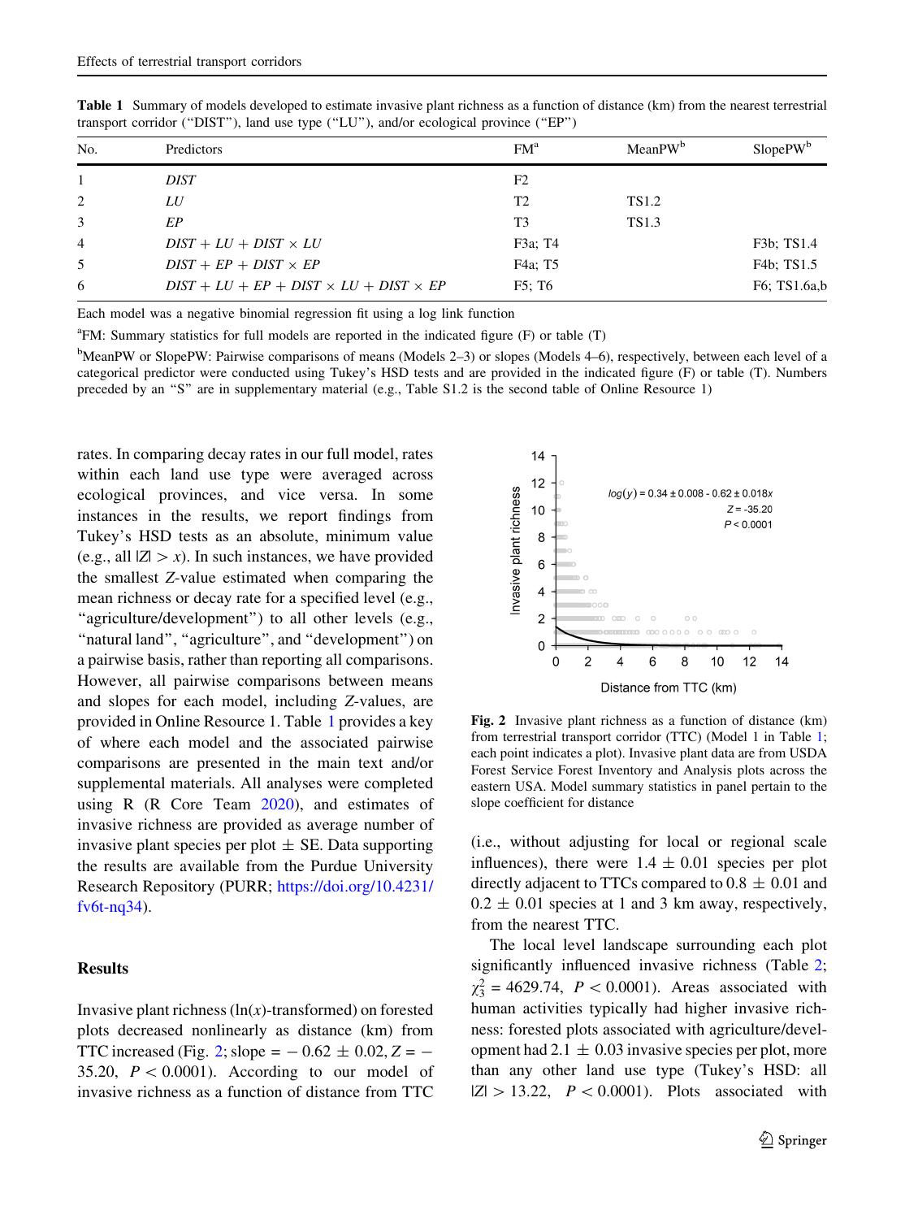**Table 1** Summary of models developed to estimate invasive plant richness as a function of distance (km) from the nearest terrestrial transport corridor ("DIST"), land use type ("LU"), and/or ecological province ("EP")

| No. | Predictors | FM[a] | MeanPW[b] | SlopePW[b] |
|---|---|---|---|---|
| 1 | *DIST* | F2 | | |
| 2 | *LU* | T2 | TS1.2 | |
| 3 | *EP* | T3 | TS1.3 | |
| 4 | *DIST + LU + DIST × LU* | F3a; T4 | | F3b; TS1.4 |
| 5 | *DIST + EP + DIST × EP* | F4a; T5 | | F4b; TS1.5 |
| 6 | *DIST + LU + EP + DIST × LU + DIST × EP* | F5; T6 | | F6; TS1.6a,b |

Each model was a negative binomial regression fit using a log link function

[a]FM: Summary statistics for full models are reported in the indicated figure (F) or table (T)

[b]MeanPW or SlopePW: Pairwise comparisons of means (Models 2–3) or slopes (Models 4–6), respectively, between each level of a categorical predictor were conducted using Tukey's HSD tests and are provided in the indicated figure (F) or table (T). Numbers preceded by an "S" are in supplementary material (e.g., Table S1.2 is the second table of Online Resource 1)

rates. In comparing decay rates in our full model, rates within each land use type were averaged across ecological provinces, and vice versa. In some instances in the results, we report findings from Tukey's HSD tests as an absolute, minimum value (e.g., all $|Z| > x$). In such instances, we have provided the smallest *Z*-value estimated when comparing the mean richness or decay rate for a specified level (e.g., "agriculture/development") to all other levels (e.g., "natural land", "agriculture", and "development") on a pairwise basis, rather than reporting all comparisons. However, all pairwise comparisons between means and slopes for each model, including *Z*-values, are provided in Online Resource 1. Table 1 provides a key of where each model and the associated pairwise comparisons are presented in the main text and/or supplemental materials. All analyses were completed using R (R Core Team 2020), and estimates of invasive richness are provided as average number of invasive plant species per plot ± SE. Data supporting the results are available from the Purdue University Research Repository (PURR; https://doi.org/10.4231/fv6t-nq34).

## Results

Invasive plant richness ($\ln(x)$-transformed) on forested plots decreased nonlinearly as distance (km) from TTC increased (Fig. 2; slope = $-0.62 \pm 0.02$, $Z = -35.20$, $P < 0.0001$). According to our model of invasive richness as a function of distance from TTC (i.e., without adjusting for local or regional scale influences), there were $1.4 \pm 0.01$ species per plot directly adjacent to TTCs compared to $0.8 \pm 0.01$ and $0.2 \pm 0.01$ species at 1 and 3 km away, respectively, from the nearest TTC.

**Fig. 2** Invasive plant richness as a function of distance (km) from terrestrial transport corridor (TTC) (Model 1 in Table 1; each point indicates a plot). Invasive plant data are from USDA Forest Service Forest Inventory and Analysis plots across the eastern USA. Model summary statistics in panel pertain to the slope coefficient for distance

The local level landscape surrounding each plot significantly influenced invasive richness (Table 2; $\chi^2_3 = 4629.74$, $P < 0.0001$). Areas associated with human activities typically had higher invasive richness: forested plots associated with agriculture/development had $2.1 \pm 0.03$ invasive species per plot, more than any other land use type (Tukey's HSD: all $|Z| > 13.22$, $P < 0.0001$). Plots associated with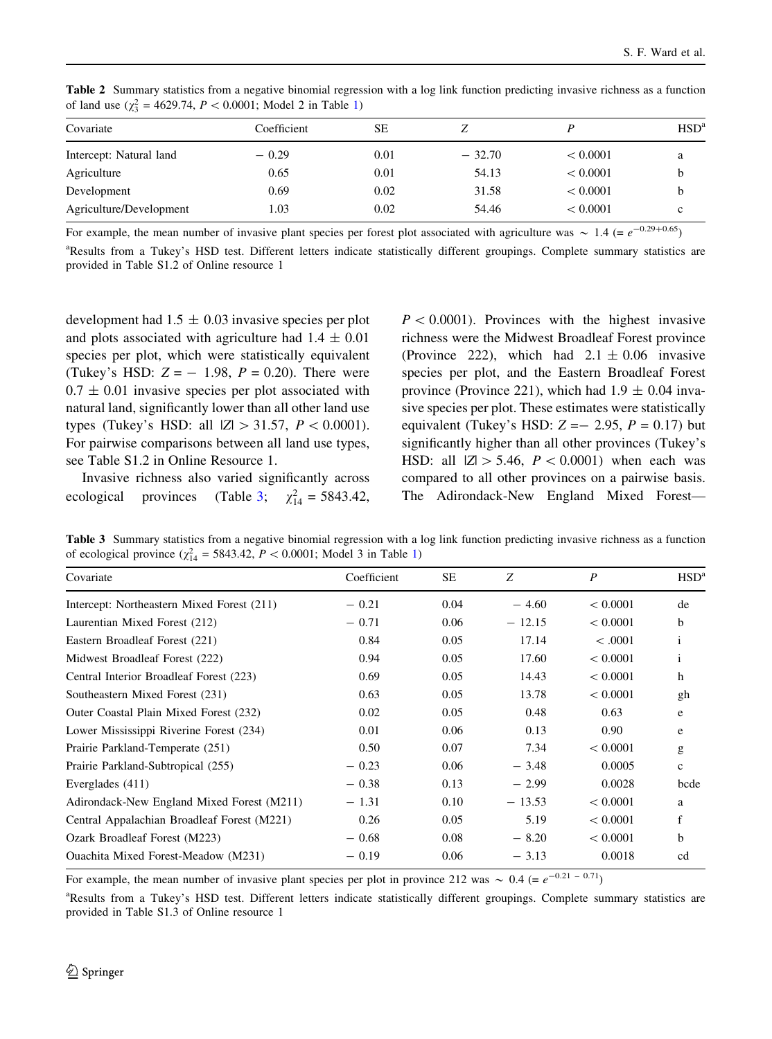**Table 2** Summary statistics from a negative binomial regression with a log link function predicting invasive richness as a function of land use ($\chi^2_3$ = 4629.74, $P < 0.0001$; Model 2 in Table 1)

| Covariate | Coefficient | SE | Z | P | HSD[a] |
|---|---|---|---|---|---|
| Intercept: Natural land | − 0.29 | 0.01 | − 32.70 | < 0.0001 | a |
| Agriculture | 0.65 | 0.01 | 54.13 | < 0.0001 | b |
| Development | 0.69 | 0.02 | 31.58 | < 0.0001 | b |
| Agriculture/Development | 1.03 | 0.02 | 54.46 | < 0.0001 | c |

For example, the mean number of invasive plant species per forest plot associated with agriculture was ~ 1.4 (= $e^{-0.29+0.65}$)

[a]Results from a Tukey's HSD test. Different letters indicate statistically different groupings. Complete summary statistics are provided in Table S1.2 of Online resource 1

development had 1.5 ± 0.03 invasive species per plot and plots associated with agriculture had 1.4 ± 0.01 species per plot, which were statistically equivalent (Tukey's HSD: $Z = -1.98$, $P = 0.20$). There were 0.7 ± 0.01 invasive species per plot associated with natural land, significantly lower than all other land use types (Tukey's HSD: all $|Z| > 31.57$, $P < 0.0001$). For pairwise comparisons between all land use types, see Table S1.2 in Online Resource 1.

Invasive richness also varied significantly across ecological provinces (Table 3; $\chi^2_{14}$ = 5843.42, $P < 0.0001$). Provinces with the highest invasive richness were the Midwest Broadleaf Forest province (Province 222), which had 2.1 ± 0.06 invasive species per plot, and the Eastern Broadleaf Forest province (Province 221), which had 1.9 ± 0.04 invasive species per plot. These estimates were statistically equivalent (Tukey's HSD: $Z = -2.95$, $P = 0.17$) but significantly higher than all other provinces (Tukey's HSD: all $|Z| > 5.46$, $P < 0.0001$) when each was compared to all other provinces on a pairwise basis. The Adirondack-New England Mixed Forest—

**Table 3** Summary statistics from a negative binomial regression with a log link function predicting invasive richness as a function of ecological province ($\chi^2_{14}$ = 5843.42, $P < 0.0001$; Model 3 in Table 1)

| Covariate | Coefficient | SE | Z | P | HSD[a] |
|---|---|---|---|---|---|
| Intercept: Northeastern Mixed Forest (211) | − 0.21 | 0.04 | − 4.60 | < 0.0001 | de |
| Laurentian Mixed Forest (212) | − 0.71 | 0.06 | − 12.15 | < 0.0001 | b |
| Eastern Broadleaf Forest (221) | 0.84 | 0.05 | 17.14 | < .0001 | i |
| Midwest Broadleaf Forest (222) | 0.94 | 0.05 | 17.60 | < 0.0001 | i |
| Central Interior Broadleaf Forest (223) | 0.69 | 0.05 | 14.43 | < 0.0001 | h |
| Southeastern Mixed Forest (231) | 0.63 | 0.05 | 13.78 | < 0.0001 | gh |
| Outer Coastal Plain Mixed Forest (232) | 0.02 | 0.05 | 0.48 | 0.63 | e |
| Lower Mississippi Riverine Forest (234) | 0.01 | 0.06 | 0.13 | 0.90 | e |
| Prairie Parkland-Temperate (251) | 0.50 | 0.07 | 7.34 | < 0.0001 | g |
| Prairie Parkland-Subtropical (255) | − 0.23 | 0.06 | − 3.48 | 0.0005 | c |
| Everglades (411) | − 0.38 | 0.13 | − 2.99 | 0.0028 | bcde |
| Adirondack-New England Mixed Forest (M211) | − 1.31 | 0.10 | − 13.53 | < 0.0001 | a |
| Central Appalachian Broadleaf Forest (M221) | 0.26 | 0.05 | 5.19 | < 0.0001 | f |
| Ozark Broadleaf Forest (M223) | − 0.68 | 0.08 | − 8.20 | < 0.0001 | b |
| Ouachita Mixed Forest-Meadow (M231) | − 0.19 | 0.06 | − 3.13 | 0.0018 | cd |

For example, the mean number of invasive plant species per plot in province 212 was ~ 0.4 (= $e^{-0.21-0.71}$)

[a]Results from a Tukey's HSD test. Different letters indicate statistically different groupings. Complete summary statistics are provided in Table S1.3 of Online resource 1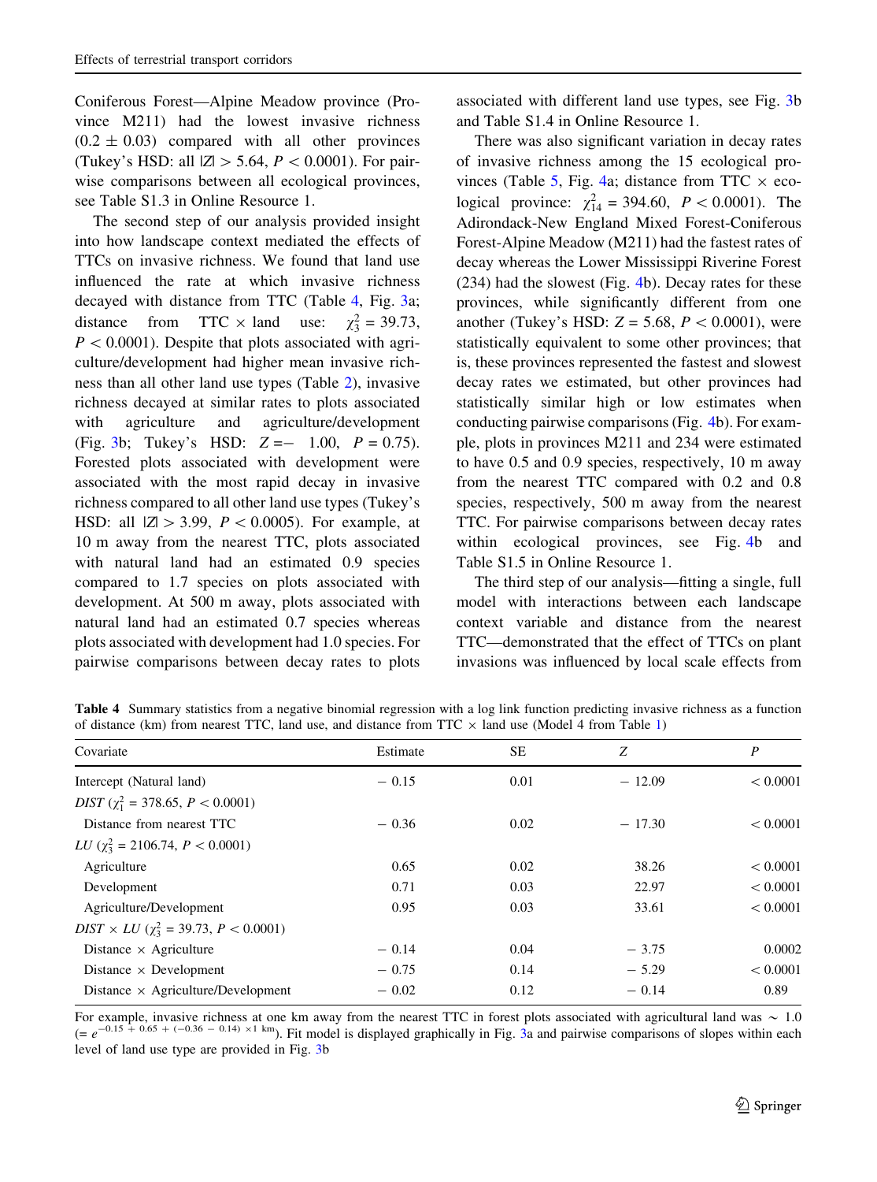Coniferous Forest—Alpine Meadow province (Province M211) had the lowest invasive richness (0.2 ± 0.03) compared with all other provinces (Tukey's HSD: all $|Z| > 5.64$, $P < 0.0001$). For pairwise comparisons between all ecological provinces, see Table S1.3 in Online Resource 1.

The second step of our analysis provided insight into how landscape context mediated the effects of TTCs on invasive richness. We found that land use influenced the rate at which invasive richness decayed with distance from TTC (Table 4, Fig. 3a; distance from TTC × land use: $\chi^2_3 = 39.73$, $P < 0.0001$). Despite that plots associated with agriculture/development had higher mean invasive richness than all other land use types (Table 2), invasive richness decayed at similar rates to plots associated with agriculture and agriculture/development (Fig. 3b; Tukey's HSD: $Z = -1.00$, $P = 0.75$). Forested plots associated with development were associated with the most rapid decay in invasive richness compared to all other land use types (Tukey's HSD: all $|Z| > 3.99$, $P < 0.0005$). For example, at 10 m away from the nearest TTC, plots associated with natural land had an estimated 0.9 species compared to 1.7 species on plots associated with development. At 500 m away, plots associated with natural land had an estimated 0.7 species whereas plots associated with development had 1.0 species. For pairwise comparisons between decay rates to plots associated with different land use types, see Fig. 3b and Table S1.4 in Online Resource 1.

There was also significant variation in decay rates of invasive richness among the 15 ecological provinces (Table 5, Fig. 4a; distance from TTC × ecological province: $\chi^2_{14} = 394.60$, $P < 0.0001$). The Adirondack-New England Mixed Forest-Coniferous Forest-Alpine Meadow (M211) had the fastest rates of decay whereas the Lower Mississippi Riverine Forest (234) had the slowest (Fig. 4b). Decay rates for these provinces, while significantly different from one another (Tukey's HSD: $Z = 5.68$, $P < 0.0001$), were statistically equivalent to some other provinces; that is, these provinces represented the fastest and slowest decay rates we estimated, but other provinces had statistically similar high or low estimates when conducting pairwise comparisons (Fig. 4b). For example, plots in provinces M211 and 234 were estimated to have 0.5 and 0.9 species, respectively, 10 m away from the nearest TTC compared with 0.2 and 0.8 species, respectively, 500 m away from the nearest TTC. For pairwise comparisons between decay rates within ecological provinces, see Fig. 4b and Table S1.5 in Online Resource 1.

The third step of our analysis—fitting a single, full model with interactions between each landscape context variable and distance from the nearest TTC—demonstrated that the effect of TTCs on plant invasions was influenced by local scale effects from

**Table 4** Summary statistics from a negative binomial regression with a log link function predicting invasive richness as a function of distance (km) from nearest TTC, land use, and distance from TTC × land use (Model 4 from Table 1)

| Covariate | Estimate | SE | Z | P |
|---|---|---|---|---|
| Intercept (Natural land) | − 0.15 | 0.01 | − 12.09 | < 0.0001 |
| *DIST* ($\chi^2_1 = 378.65$, $P < 0.0001$) | | | | |
| Distance from nearest TTC | − 0.36 | 0.02 | − 17.30 | < 0.0001 |
| *LU* ($\chi^2_3 = 2106.74$, $P < 0.0001$) | | | | |
| Agriculture | 0.65 | 0.02 | 38.26 | < 0.0001 |
| Development | 0.71 | 0.03 | 22.97 | < 0.0001 |
| Agriculture/Development | 0.95 | 0.03 | 33.61 | < 0.0001 |
| *DIST* × *LU* ($\chi^2_3 = 39.73$, $P < 0.0001$) | | | | |
| Distance × Agriculture | − 0.14 | 0.04 | − 3.75 | 0.0002 |
| Distance × Development | − 0.75 | 0.14 | − 5.29 | < 0.0001 |
| Distance × Agriculture/Development | − 0.02 | 0.12 | − 0.14 | 0.89 |

For example, invasive richness at one km away from the nearest TTC in forest plots associated with agricultural land was ∼ 1.0 ($= e^{-0.15 + 0.65 + (-0.36 - 0.14) \times 1 \text{ km}}$). Fit model is displayed graphically in Fig. 3a and pairwise comparisons of slopes within each level of land use type are provided in Fig. 3b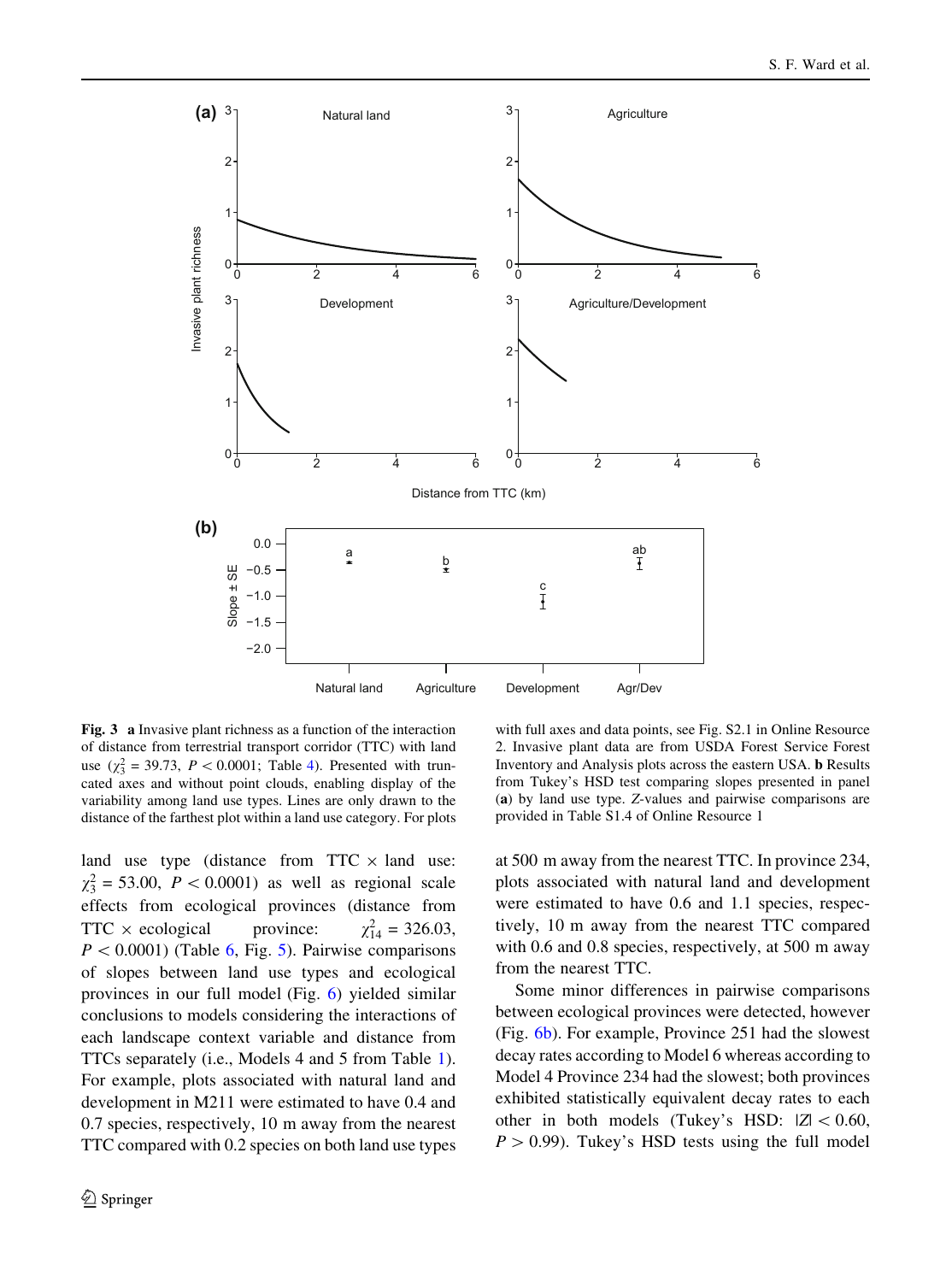**Fig. 3** **a** Invasive plant richness as a function of the interaction of distance from terrestrial transport corridor (TTC) with land use ($\chi^2_3 = 39.73$, $P < 0.0001$; Table 4). Presented with truncated axes and without point clouds, enabling display of the variability among land use types. Lines are only drawn to the distance of the farthest plot within a land use category. For plots with full axes and data points, see Fig. S2.1 in Online Resource 2. Invasive plant data are from USDA Forest Service Forest Inventory and Analysis plots across the eastern USA. **b** Results from Tukey's HSD test comparing slopes presented in panel (**a**) by land use type. *Z*-values and pairwise comparisons are provided in Table S1.4 of Online Resource 1

land use type (distance from TTC × land use: $\chi^2_3 = 53.00$, $P < 0.0001$) as well as regional scale effects from ecological provinces (distance from TTC × ecological province: $\chi^2_{14} = 326.03$, $P < 0.0001$) (Table 6, Fig. 5). Pairwise comparisons of slopes between land use types and ecological provinces in our full model (Fig. 6) yielded similar conclusions to models considering the interactions of each landscape context variable and distance from TTCs separately (i.e., Models 4 and 5 from Table 1). For example, plots associated with natural land and development in M211 were estimated to have 0.4 and 0.7 species, respectively, 10 m away from the nearest TTC compared with 0.2 species on both land use types at 500 m away from the nearest TTC. In province 234, plots associated with natural land and development were estimated to have 0.6 and 1.1 species, respectively, 10 m away from the nearest TTC compared with 0.6 and 0.8 species, respectively, at 500 m away from the nearest TTC.

Some minor differences in pairwise comparisons between ecological provinces were detected, however (Fig. 6b). For example, Province 251 had the slowest decay rates according to Model 6 whereas according to Model 4 Province 234 had the slowest; both provinces exhibited statistically equivalent decay rates to each other in both models (Tukey's HSD: $|Z| < 0.60$, $P > 0.99$). Tukey's HSD tests using the full model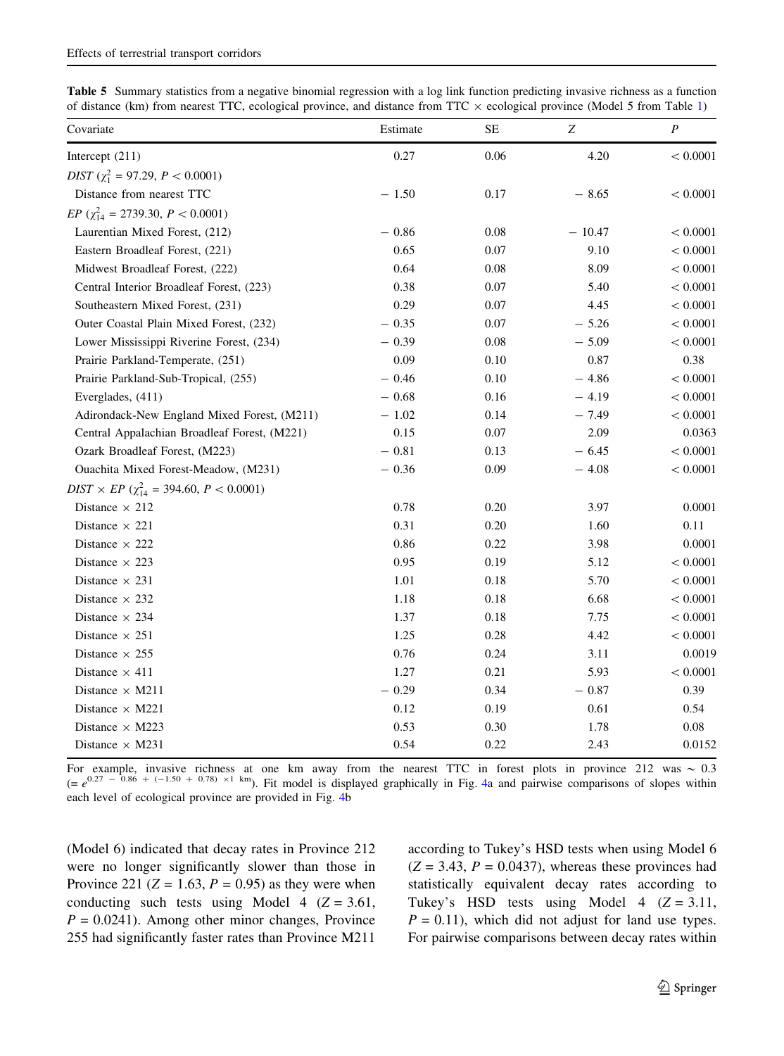**Table 5** Summary statistics from a negative binomial regression with a log link function predicting invasive richness as a function of distance (km) from nearest TTC, ecological province, and distance from TTC × ecological province (Model 5 from Table 1)

| Covariate | Estimate | SE | $Z$ | $P$ |
|---|---|---|---|---|
| Intercept (211) | 0.27 | 0.06 | 4.20 | < 0.0001 |
| *DIST* ($\chi^2_1$ = 97.29, $P < 0.0001$) | | | | |
| Distance from nearest TTC | − 1.50 | 0.17 | − 8.65 | < 0.0001 |
| *EP* ($\chi^2_{14}$ = 2739.30, $P < 0.0001$) | | | | |
| Laurentian Mixed Forest, (212) | − 0.86 | 0.08 | − 10.47 | < 0.0001 |
| Eastern Broadleaf Forest, (221) | 0.65 | 0.07 | 9.10 | < 0.0001 |
| Midwest Broadleaf Forest, (222) | 0.64 | 0.08 | 8.09 | < 0.0001 |
| Central Interior Broadleaf Forest, (223) | 0.38 | 0.07 | 5.40 | < 0.0001 |
| Southeastern Mixed Forest, (231) | 0.29 | 0.07 | 4.45 | < 0.0001 |
| Outer Coastal Plain Mixed Forest, (232) | − 0.35 | 0.07 | − 5.26 | < 0.0001 |
| Lower Mississippi Riverine Forest, (234) | − 0.39 | 0.08 | − 5.09 | < 0.0001 |
| Prairie Parkland-Temperate, (251) | 0.09 | 0.10 | 0.87 | 0.38 |
| Prairie Parkland-Sub-Tropical, (255) | − 0.46 | 0.10 | − 4.86 | < 0.0001 |
| Everglades, (411) | − 0.68 | 0.16 | − 4.19 | < 0.0001 |
| Adirondack-New England Mixed Forest, (M211) | − 1.02 | 0.14 | − 7.49 | < 0.0001 |
| Central Appalachian Broadleaf Forest, (M221) | 0.15 | 0.07 | 2.09 | 0.0363 |
| Ozark Broadleaf Forest, (M223) | − 0.81 | 0.13 | − 6.45 | < 0.0001 |
| Ouachita Mixed Forest-Meadow, (M231) | − 0.36 | 0.09 | − 4.08 | < 0.0001 |
| *DIST* × *EP* ($\chi^2_{14}$ = 394.60, $P < 0.0001$) | | | | |
| Distance × 212 | 0.78 | 0.20 | 3.97 | 0.0001 |
| Distance × 221 | 0.31 | 0.20 | 1.60 | 0.11 |
| Distance × 222 | 0.86 | 0.22 | 3.98 | 0.0001 |
| Distance × 223 | 0.95 | 0.19 | 5.12 | < 0.0001 |
| Distance × 231 | 1.01 | 0.18 | 5.70 | < 0.0001 |
| Distance × 232 | 1.18 | 0.18 | 6.68 | < 0.0001 |
| Distance × 234 | 1.37 | 0.18 | 7.75 | < 0.0001 |
| Distance × 251 | 1.25 | 0.28 | 4.42 | < 0.0001 |
| Distance × 255 | 0.76 | 0.24 | 3.11 | 0.0019 |
| Distance × 411 | 1.27 | 0.21 | 5.93 | < 0.0001 |
| Distance × M211 | − 0.29 | 0.34 | − 0.87 | 0.39 |
| Distance × M221 | 0.12 | 0.19 | 0.61 | 0.54 |
| Distance × M223 | 0.53 | 0.30 | 1.78 | 0.08 |
| Distance × M231 | 0.54 | 0.22 | 2.43 | 0.0152 |

For example, invasive richness at one km away from the nearest TTC in forest plots in province 212 was ~ 0.3 ($= e^{0.27\ -\ 0.86\ +\ (-1.50\ +\ 0.78)\ \times 1\ \text{km}}$). Fit model is displayed graphically in Fig. 4a and pairwise comparisons of slopes within each level of ecological province are provided in Fig. 4b

(Model 6) indicated that decay rates in Province 212 were no longer significantly slower than those in Province 221 ($Z = 1.63$, $P = 0.95$) as they were when conducting such tests using Model 4 ($Z = 3.61$, $P = 0.0241$). Among other minor changes, Province 255 had significantly faster rates than Province M211 according to Tukey's HSD tests when using Model 6 ($Z = 3.43$, $P = 0.0437$), whereas these provinces had statistically equivalent decay rates according to Tukey's HSD tests using Model 4 ($Z = 3.11$, $P = 0.11$), which did not adjust for land use types. For pairwise comparisons between decay rates within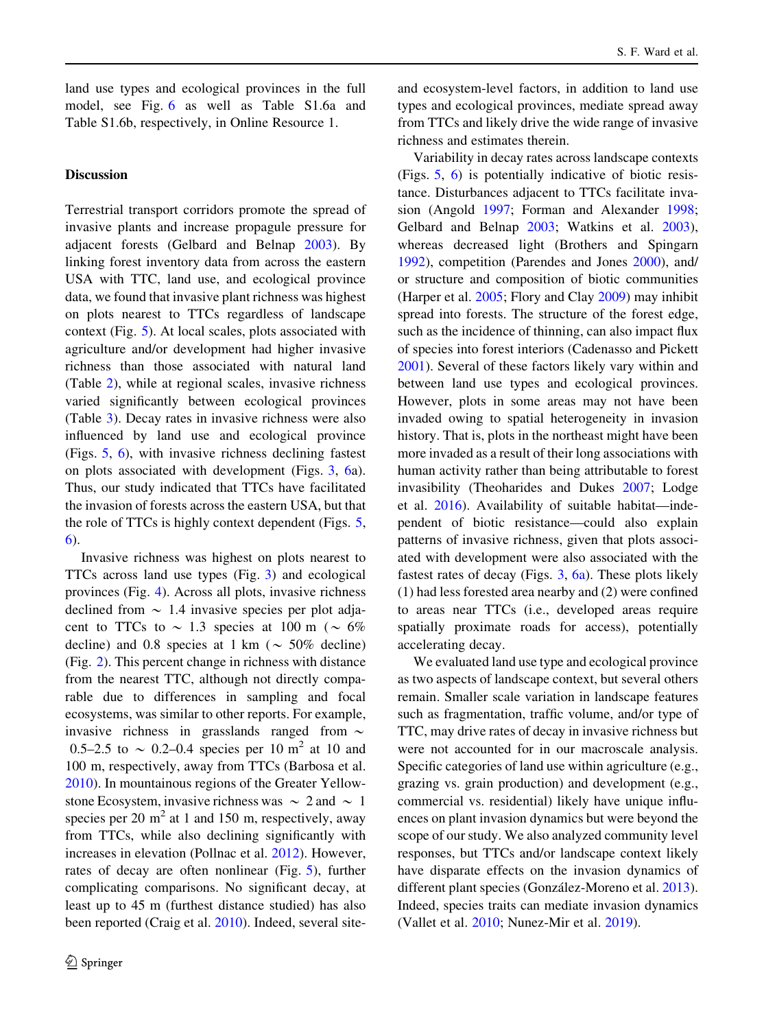land use types and ecological provinces in the full model, see Fig. 6 as well as Table S1.6a and Table S1.6b, respectively, in Online Resource 1.

## Discussion

Terrestrial transport corridors promote the spread of invasive plants and increase propagule pressure for adjacent forests (Gelbard and Belnap 2003). By linking forest inventory data from across the eastern USA with TTC, land use, and ecological province data, we found that invasive plant richness was highest on plots nearest to TTCs regardless of landscape context (Fig. 5). At local scales, plots associated with agriculture and/or development had higher invasive richness than those associated with natural land (Table 2), while at regional scales, invasive richness varied significantly between ecological provinces (Table 3). Decay rates in invasive richness were also influenced by land use and ecological province (Figs. 5, 6), with invasive richness declining fastest on plots associated with development (Figs. 3, 6a). Thus, our study indicated that TTCs have facilitated the invasion of forests across the eastern USA, but that the role of TTCs is highly context dependent (Figs. 5, 6).

Invasive richness was highest on plots nearest to TTCs across land use types (Fig. 3) and ecological provinces (Fig. 4). Across all plots, invasive richness declined from ~ 1.4 invasive species per plot adjacent to TTCs to ~ 1.3 species at 100 m (~ 6% decline) and 0.8 species at 1 km (~ 50% decline) (Fig. 2). This percent change in richness with distance from the nearest TTC, although not directly comparable due to differences in sampling and focal ecosystems, was similar to other reports. For example, invasive richness in grasslands ranged from ~ 0.5–2.5 to ~ 0.2–0.4 species per 10 $m^2$ at 10 and 100 m, respectively, away from TTCs (Barbosa et al. 2010). In mountainous regions of the Greater Yellowstone Ecosystem, invasive richness was ~ 2 and ~ 1 species per 20 $m^2$ at 1 and 150 m, respectively, away from TTCs, while also declining significantly with increases in elevation (Pollnac et al. 2012). However, rates of decay are often nonlinear (Fig. 5), further complicating comparisons. No significant decay, at least up to 45 m (furthest distance studied) has also been reported (Craig et al. 2010). Indeed, several site- and ecosystem-level factors, in addition to land use types and ecological provinces, mediate spread away from TTCs and likely drive the wide range of invasive richness and estimates therein.

Variability in decay rates across landscape contexts (Figs. 5, 6) is potentially indicative of biotic resistance. Disturbances adjacent to TTCs facilitate invasion (Angold 1997; Forman and Alexander 1998; Gelbard and Belnap 2003; Watkins et al. 2003), whereas decreased light (Brothers and Spingarn 1992), competition (Parendes and Jones 2000), and/or structure and composition of biotic communities (Harper et al. 2005; Flory and Clay 2009) may inhibit spread into forests. The structure of the forest edge, such as the incidence of thinning, can also impact flux of species into forest interiors (Cadenasso and Pickett 2001). Several of these factors likely vary within and between land use types and ecological provinces. However, plots in some areas may not have been invaded owing to spatial heterogeneity in invasion history. That is, plots in the northeast might have been more invaded as a result of their long associations with human activity rather than being attributable to forest invasibility (Theoharides and Dukes 2007; Lodge et al. 2016). Availability of suitable habitat—independent of biotic resistance—could also explain patterns of invasive richness, given that plots associated with development were also associated with the fastest rates of decay (Figs. 3, 6a). These plots likely (1) had less forested area nearby and (2) were confined to areas near TTCs (i.e., developed areas require spatially proximate roads for access), potentially accelerating decay.

We evaluated land use type and ecological province as two aspects of landscape context, but several others remain. Smaller scale variation in landscape features such as fragmentation, traffic volume, and/or type of TTC, may drive rates of decay in invasive richness but were not accounted for in our macroscale analysis. Specific categories of land use within agriculture (e.g., grazing vs. grain production) and development (e.g., commercial vs. residential) likely have unique influences on plant invasion dynamics but were beyond the scope of our study. We also analyzed community level responses, but TTCs and/or landscape context likely have disparate effects on the invasion dynamics of different plant species (González-Moreno et al. 2013). Indeed, species traits can mediate invasion dynamics (Vallet et al. 2010; Nunez-Mir et al. 2019).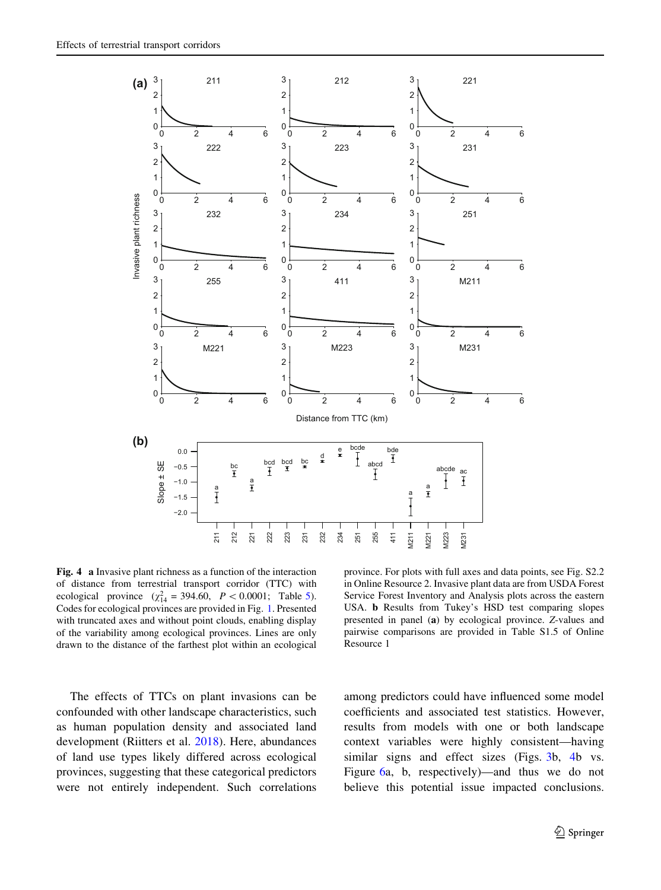**Fig. 4** **a** Invasive plant richness as a function of the interaction of distance from terrestrial transport corridor (TTC) with ecological province ($\chi^2_{14}$ = 394.60, $P < 0.0001$; Table 5). Codes for ecological provinces are provided in Fig. 1. Presented with truncated axes and without point clouds, enabling display of the variability among ecological provinces. Lines are only drawn to the distance of the farthest plot within an ecological province. For plots with full axes and data points, see Fig. S2.2 in Online Resource 2. Invasive plant data are from USDA Forest Service Forest Inventory and Analysis plots across the eastern USA. **b** Results from Tukey's HSD test comparing slopes presented in panel (**a**) by ecological province. Z-values and pairwise comparisons are provided in Table S1.5 of Online Resource 1

The effects of TTCs on plant invasions can be confounded with other landscape characteristics, such as human population density and associated land development (Riitters et al. 2018). Here, abundances of land use types likely differed across ecological provinces, suggesting that these categorical predictors were not entirely independent. Such correlations among predictors could have influenced some model coefficients and associated test statistics. However, results from models with one or both landscape context variables were highly consistent—having similar signs and effect sizes (Figs. 3b, 4b vs. Figure 6a, b, respectively)—and thus we do not believe this potential issue impacted conclusions.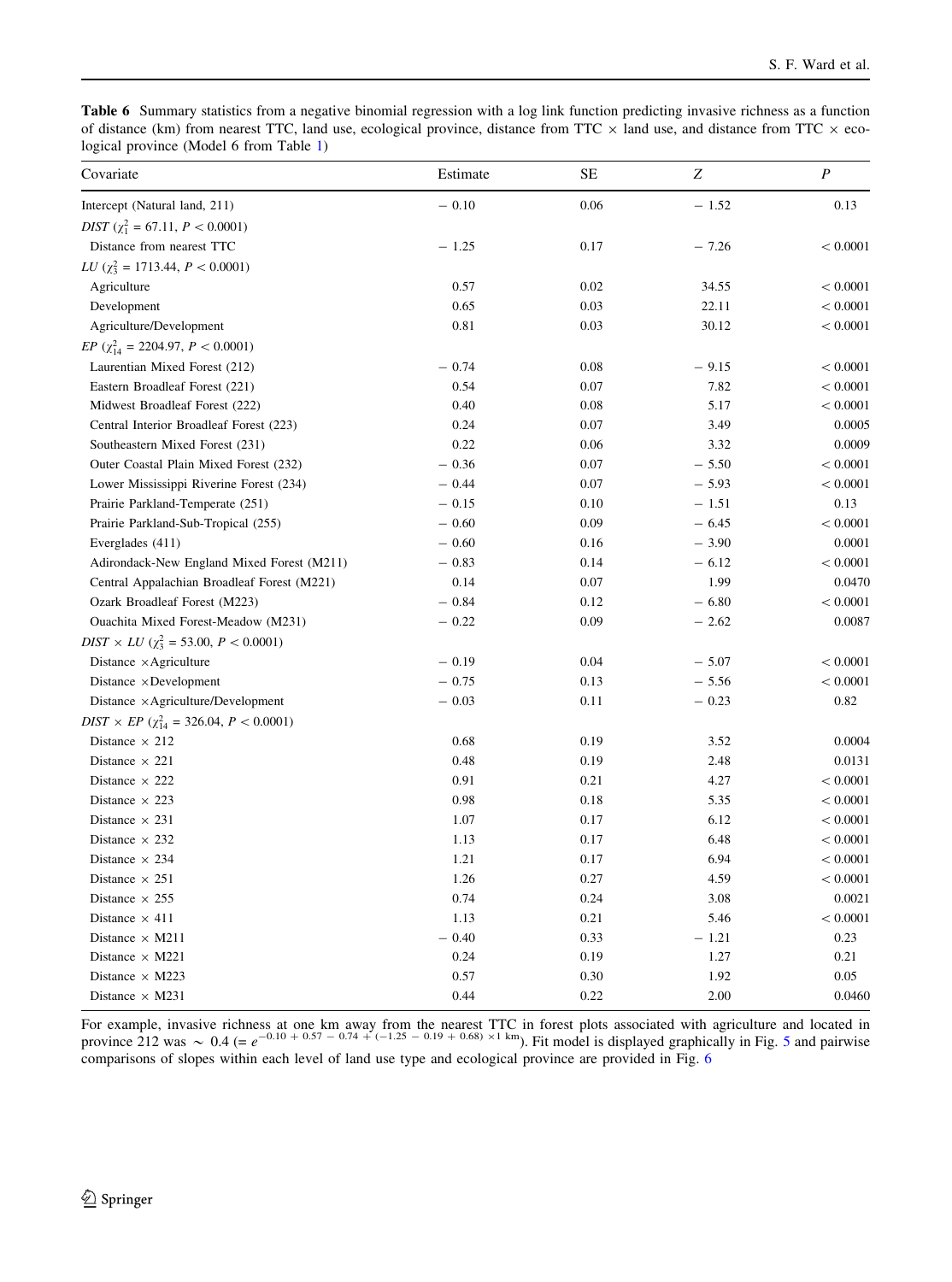**Table 6** Summary statistics from a negative binomial regression with a log link function predicting invasive richness as a function of distance (km) from nearest TTC, land use, ecological province, distance from TTC × land use, and distance from TTC × ecological province (Model 6 from Table 1)

| Covariate | Estimate | SE | $Z$ | $P$ |
|---|---|---|---|---|
| Intercept (Natural land, 211) | − 0.10 | 0.06 | − 1.52 | 0.13 |
| *DIST* ($\chi^2_1$ = 67.11, $P < 0.0001$) | | | | |
| Distance from nearest TTC | − 1.25 | 0.17 | − 7.26 | < 0.0001 |
| *LU* ($\chi^2_3$ = 1713.44, $P < 0.0001$) | | | | |
| Agriculture | 0.57 | 0.02 | 34.55 | < 0.0001 |
| Development | 0.65 | 0.03 | 22.11 | < 0.0001 |
| Agriculture/Development | 0.81 | 0.03 | 30.12 | < 0.0001 |
| *EP* ($\chi^2_{14}$ = 2204.97, $P < 0.0001$) | | | | |
| Laurentian Mixed Forest (212) | − 0.74 | 0.08 | − 9.15 | < 0.0001 |
| Eastern Broadleaf Forest (221) | 0.54 | 0.07 | 7.82 | < 0.0001 |
| Midwest Broadleaf Forest (222) | 0.40 | 0.08 | 5.17 | < 0.0001 |
| Central Interior Broadleaf Forest (223) | 0.24 | 0.07 | 3.49 | 0.0005 |
| Southeastern Mixed Forest (231) | 0.22 | 0.06 | 3.32 | 0.0009 |
| Outer Coastal Plain Mixed Forest (232) | − 0.36 | 0.07 | − 5.50 | < 0.0001 |
| Lower Mississippi Riverine Forest (234) | − 0.44 | 0.07 | − 5.93 | < 0.0001 |
| Prairie Parkland-Temperate (251) | − 0.15 | 0.10 | − 1.51 | 0.13 |
| Prairie Parkland-Sub-Tropical (255) | − 0.60 | 0.09 | − 6.45 | < 0.0001 |
| Everglades (411) | − 0.60 | 0.16 | − 3.90 | 0.0001 |
| Adirondack-New England Mixed Forest (M211) | − 0.83 | 0.14 | − 6.12 | < 0.0001 |
| Central Appalachian Broadleaf Forest (M221) | 0.14 | 0.07 | 1.99 | 0.0470 |
| Ozark Broadleaf Forest (M223) | − 0.84 | 0.12 | − 6.80 | < 0.0001 |
| Ouachita Mixed Forest-Meadow (M231) | − 0.22 | 0.09 | − 2.62 | 0.0087 |
| *DIST* × *LU* ($\chi^2_3$ = 53.00, $P < 0.0001$) | | | | |
| Distance ×Agriculture | − 0.19 | 0.04 | − 5.07 | < 0.0001 |
| Distance ×Development | − 0.75 | 0.13 | − 5.56 | < 0.0001 |
| Distance ×Agriculture/Development | − 0.03 | 0.11 | − 0.23 | 0.82 |
| *DIST* × *EP* ($\chi^2_{14}$ = 326.04, $P < 0.0001$) | | | | |
| Distance × 212 | 0.68 | 0.19 | 3.52 | 0.0004 |
| Distance × 221 | 0.48 | 0.19 | 2.48 | 0.0131 |
| Distance × 222 | 0.91 | 0.21 | 4.27 | < 0.0001 |
| Distance × 223 | 0.98 | 0.18 | 5.35 | < 0.0001 |
| Distance × 231 | 1.07 | 0.17 | 6.12 | < 0.0001 |
| Distance × 232 | 1.13 | 0.17 | 6.48 | < 0.0001 |
| Distance × 234 | 1.21 | 0.17 | 6.94 | < 0.0001 |
| Distance × 251 | 1.26 | 0.27 | 4.59 | < 0.0001 |
| Distance × 255 | 0.74 | 0.24 | 3.08 | 0.0021 |
| Distance × 411 | 1.13 | 0.21 | 5.46 | < 0.0001 |
| Distance × M211 | − 0.40 | 0.33 | − 1.21 | 0.23 |
| Distance × M221 | 0.24 | 0.19 | 1.27 | 0.21 |
| Distance × M223 | 0.57 | 0.30 | 1.92 | 0.05 |
| Distance × M231 | 0.44 | 0.22 | 2.00 | 0.0460 |

For example, invasive richness at one km away from the nearest TTC in forest plots associated with agriculture and located in province 212 was ~ 0.4 ($= e^{-0.10 + 0.57 - 0.74 + (-1.25 - 0.19 + 0.68) \times 1 \text{ km}}$). Fit model is displayed graphically in Fig. 5 and pairwise comparisons of slopes within each level of land use type and ecological province are provided in Fig. 6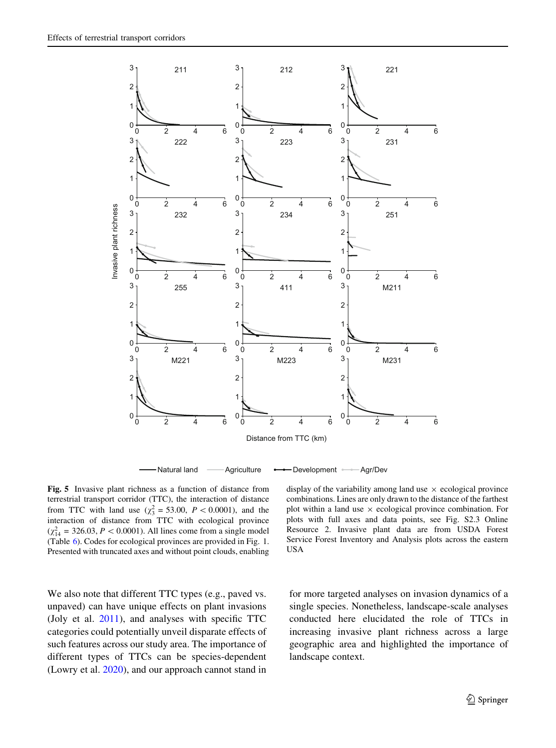**Fig. 5** Invasive plant richness as a function of distance from terrestrial transport corridor (TTC), the interaction of distance from TTC with land use ($\chi^2_3$ = 53.00, $P < 0.0001$), and the interaction of distance from TTC with ecological province ($\chi^2_{14}$ = 326.03, $P < 0.0001$). All lines come from a single model (Table 6). Codes for ecological provinces are provided in Fig. 1. Presented with truncated axes and without point clouds, enabling display of the variability among land use × ecological province combinations. Lines are only drawn to the distance of the farthest plot within a land use × ecological province combination. For plots with full axes and data points, see Fig. S2.3 Online Resource 2. Invasive plant data are from USDA Forest Service Forest Inventory and Analysis plots across the eastern USA

We also note that different TTC types (e.g., paved vs. unpaved) can have unique effects on plant invasions (Joly et al. 2011), and analyses with specific TTC categories could potentially unveil disparate effects of such features across our study area. The importance of different types of TTCs can be species-dependent (Lowry et al. 2020), and our approach cannot stand in for more targeted analyses on invasion dynamics of a single species. Nonetheless, landscape-scale analyses conducted here elucidated the role of TTCs in increasing invasive plant richness across a large geographic area and highlighted the importance of landscape context.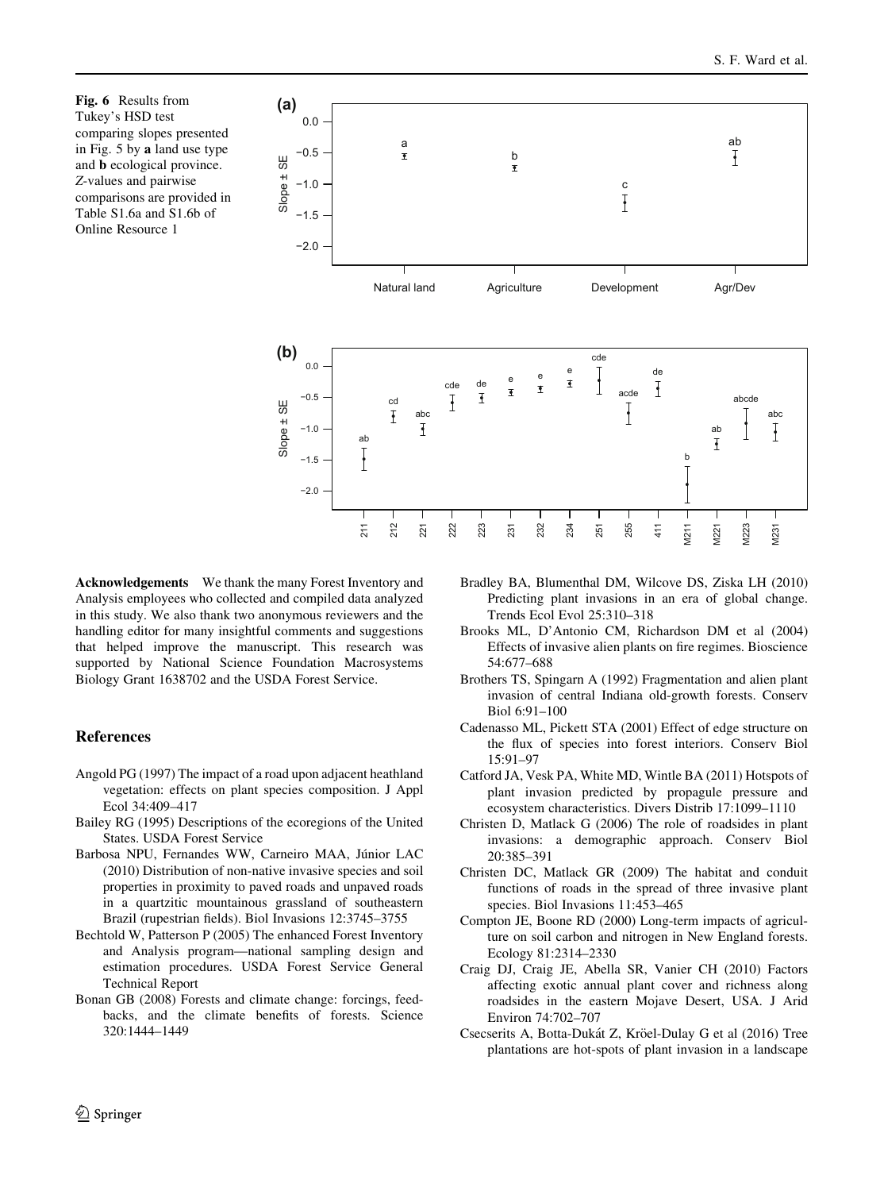**Fig. 6** Results from Tukey's HSD test comparing slopes presented in Fig. 5 by **a** land use type and **b** ecological province. *Z*-values and pairwise comparisons are provided in Table S1.6a and S1.6b of Online Resource 1

**Acknowledgements** We thank the many Forest Inventory and Analysis employees who collected and compiled data analyzed in this study. We also thank two anonymous reviewers and the handling editor for many insightful comments and suggestions that helped improve the manuscript. This research was supported by National Science Foundation Macrosystems Biology Grant 1638702 and the USDA Forest Service.

## References

Angold PG (1997) The impact of a road upon adjacent heathland vegetation: effects on plant species composition. J Appl Ecol 34:409–417

Bailey RG (1995) Descriptions of the ecoregions of the United States. USDA Forest Service

Barbosa NPU, Fernandes WW, Carneiro MAA, Júnior LAC (2010) Distribution of non-native invasive species and soil properties in proximity to paved roads and unpaved roads in a quartzitic mountainous grassland of southeastern Brazil (rupestrian fields). Biol Invasions 12:3745–3755

Bechtold W, Patterson P (2005) The enhanced Forest Inventory and Analysis program—national sampling design and estimation procedures. USDA Forest Service General Technical Report

Bonan GB (2008) Forests and climate change: forcings, feedbacks, and the climate benefits of forests. Science 320:1444–1449

Bradley BA, Blumenthal DM, Wilcove DS, Ziska LH (2010) Predicting plant invasions in an era of global change. Trends Ecol Evol 25:310–318

Brooks ML, D'Antonio CM, Richardson DM et al (2004) Effects of invasive alien plants on fire regimes. Bioscience 54:677–688

Brothers TS, Spingarn A (1992) Fragmentation and alien plant invasion of central Indiana old-growth forests. Conserv Biol 6:91–100

Cadenasso ML, Pickett STA (2001) Effect of edge structure on the flux of species into forest interiors. Conserv Biol 15:91–97

Catford JA, Vesk PA, White MD, Wintle BA (2011) Hotspots of plant invasion predicted by propagule pressure and ecosystem characteristics. Divers Distrib 17:1099–1110

Christen D, Matlack G (2006) The role of roadsides in plant invasions: a demographic approach. Conserv Biol 20:385–391

Christen DC, Matlack GR (2009) The habitat and conduit functions of roads in the spread of three invasive plant species. Biol Invasions 11:453–465

Compton JE, Boone RD (2000) Long-term impacts of agriculture on soil carbon and nitrogen in New England forests. Ecology 81:2314–2330

Craig DJ, Craig JE, Abella SR, Vanier CH (2010) Factors affecting exotic annual plant cover and richness along roadsides in the eastern Mojave Desert, USA. J Arid Environ 74:702–707

Csecserits A, Botta-Dukát Z, Kröel-Dulay G et al (2016) Tree plantations are hot-spots of plant invasion in a landscape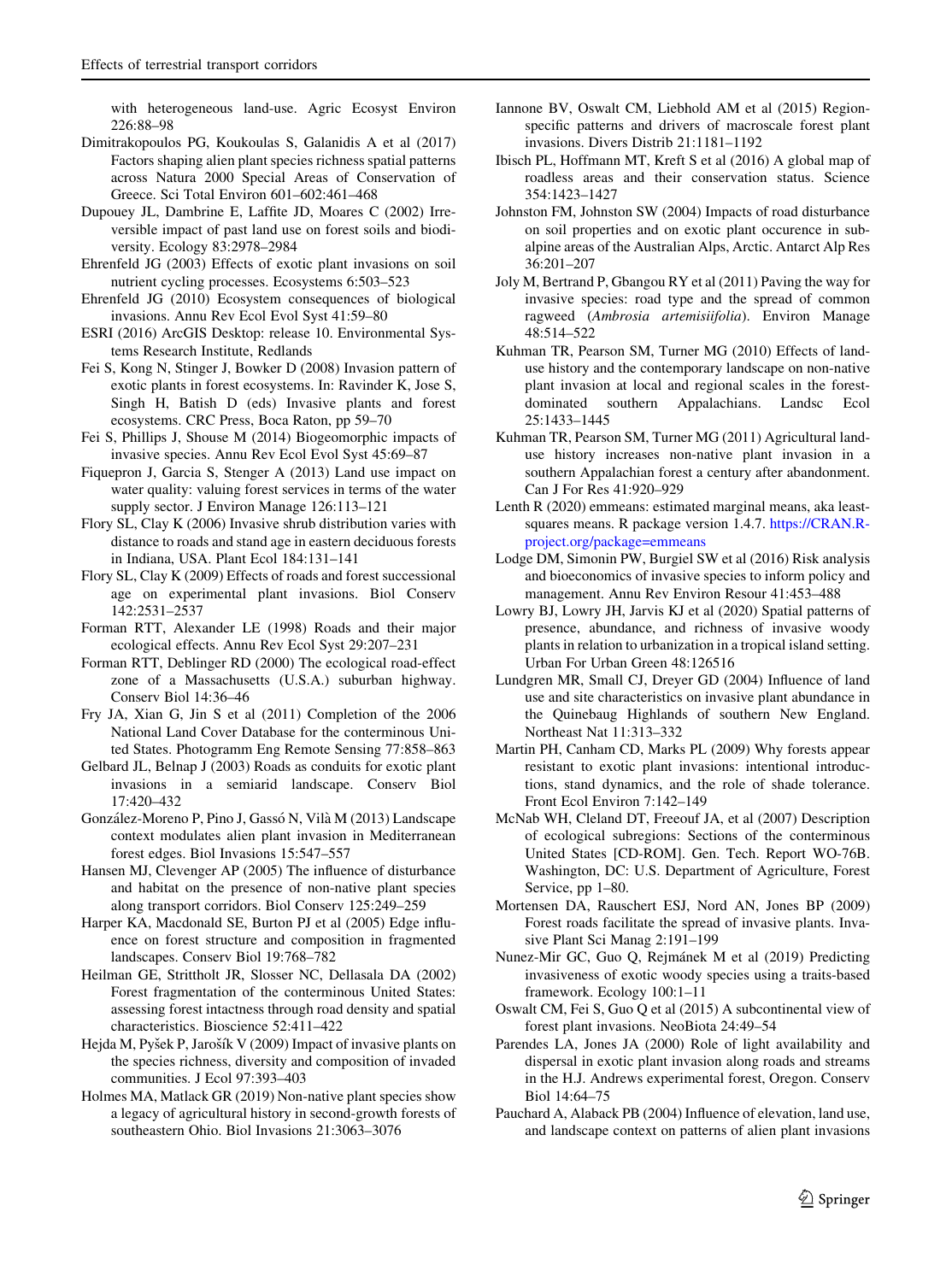with heterogeneous land-use. Agric Ecosyst Environ 226:88–98

Dimitrakopoulos PG, Koukoulas S, Galanidis A et al (2017) Factors shaping alien plant species richness spatial patterns across Natura 2000 Special Areas of Conservation of Greece. Sci Total Environ 601–602:461–468

Dupouey JL, Dambrine E, Laffite JD, Moares C (2002) Irreversible impact of past land use on forest soils and biodiversity. Ecology 83:2978–2984

Ehrenfeld JG (2003) Effects of exotic plant invasions on soil nutrient cycling processes. Ecosystems 6:503–523

Ehrenfeld JG (2010) Ecosystem consequences of biological invasions. Annu Rev Ecol Evol Syst 41:59–80

ESRI (2016) ArcGIS Desktop: release 10. Environmental Systems Research Institute, Redlands

Fei S, Kong N, Stinger J, Bowker D (2008) Invasion pattern of exotic plants in forest ecosystems. In: Ravinder K, Jose S, Singh H, Batish D (eds) Invasive plants and forest ecosystems. CRC Press, Boca Raton, pp 59–70

Fei S, Phillips J, Shouse M (2014) Biogeomorphic impacts of invasive species. Annu Rev Ecol Evol Syst 45:69–87

Fiquepron J, Garcia S, Stenger A (2013) Land use impact on water quality: valuing forest services in terms of the water supply sector. J Environ Manage 126:113–121

Flory SL, Clay K (2006) Invasive shrub distribution varies with distance to roads and stand age in eastern deciduous forests in Indiana, USA. Plant Ecol 184:131–141

Flory SL, Clay K (2009) Effects of roads and forest successional age on experimental plant invasions. Biol Conserv 142:2531–2537

Forman RTT, Alexander LE (1998) Roads and their major ecological effects. Annu Rev Ecol Syst 29:207–231

Forman RTT, Deblinger RD (2000) The ecological road-effect zone of a Massachusetts (U.S.A.) suburban highway. Conserv Biol 14:36–46

Fry JA, Xian G, Jin S et al (2011) Completion of the 2006 National Land Cover Database for the conterminous United States. Photogramm Eng Remote Sensing 77:858–863

Gelbard JL, Belnap J (2003) Roads as conduits for exotic plant invasions in a semiarid landscape. Conserv Biol 17:420–432

González-Moreno P, Pino J, Gassó N, Vilà M (2013) Landscape context modulates alien plant invasion in Mediterranean forest edges. Biol Invasions 15:547–557

Hansen MJ, Clevenger AP (2005) The influence of disturbance and habitat on the presence of non-native plant species along transport corridors. Biol Conserv 125:249–259

Harper KA, Macdonald SE, Burton PJ et al (2005) Edge influence on forest structure and composition in fragmented landscapes. Conserv Biol 19:768–782

Heilman GE, Strittholt JR, Slosser NC, Dellasala DA (2002) Forest fragmentation of the conterminous United States: assessing forest intactness through road density and spatial characteristics. Bioscience 52:411–422

Hejda M, Pyšek P, Jarošík V (2009) Impact of invasive plants on the species richness, diversity and composition of invaded communities. J Ecol 97:393–403

Holmes MA, Matlack GR (2019) Non-native plant species show a legacy of agricultural history in second-growth forests of southeastern Ohio. Biol Invasions 21:3063–3076

Iannone BV, Oswalt CM, Liebhold AM et al (2015) Region-specific patterns and drivers of macroscale forest plant invasions. Divers Distrib 21:1181–1192

Ibisch PL, Hoffmann MT, Kreft S et al (2016) A global map of roadless areas and their conservation status. Science 354:1423–1427

Johnston FM, Johnston SW (2004) Impacts of road disturbance on soil properties and on exotic plant occurence in subalpine areas of the Australian Alps, Arctic. Antarct Alp Res 36:201–207

Joly M, Bertrand P, Gbangou RY et al (2011) Paving the way for invasive species: road type and the spread of common ragweed (*Ambrosia artemisiifolia*). Environ Manage 48:514–522

Kuhman TR, Pearson SM, Turner MG (2010) Effects of land-use history and the contemporary landscape on non-native plant invasion at local and regional scales in the forest-dominated southern Appalachians. Landsc Ecol 25:1433–1445

Kuhman TR, Pearson SM, Turner MG (2011) Agricultural land-use history increases non-native plant invasion in a southern Appalachian forest a century after abandonment. Can J For Res 41:920–929

Lenth R (2020) emmeans: estimated marginal means, aka least-squares means. R package version 1.4.7. https://CRAN.R-project.org/package=emmeans

Lodge DM, Simonin PW, Burgiel SW et al (2016) Risk analysis and bioeconomics of invasive species to inform policy and management. Annu Rev Environ Resour 41:453–488

Lowry BJ, Lowry JH, Jarvis KJ et al (2020) Spatial patterns of presence, abundance, and richness of invasive woody plants in relation to urbanization in a tropical island setting. Urban For Urban Green 48:126516

Lundgren MR, Small CJ, Dreyer GD (2004) Influence of land use and site characteristics on invasive plant abundance in the Quinebaug Highlands of southern New England. Northeast Nat 11:313–332

Martin PH, Canham CD, Marks PL (2009) Why forests appear resistant to exotic plant invasions: intentional introductions, stand dynamics, and the role of shade tolerance. Front Ecol Environ 7:142–149

McNab WH, Cleland DT, Freeouf JA, et al (2007) Description of ecological subregions: Sections of the conterminous United States [CD-ROM]. Gen. Tech. Report WO-76B. Washington, DC: U.S. Department of Agriculture, Forest Service, pp 1–80.

Mortensen DA, Rauschert ESJ, Nord AN, Jones BP (2009) Forest roads facilitate the spread of invasive plants. Invasive Plant Sci Manag 2:191–199

Nunez-Mir GC, Guo Q, Rejmánek M et al (2019) Predicting invasiveness of exotic woody species using a traits-based framework. Ecology 100:1–11

Oswalt CM, Fei S, Guo Q et al (2015) A subcontinental view of forest plant invasions. NeoBiota 24:49–54

Parendes LA, Jones JA (2000) Role of light availability and dispersal in exotic plant invasion along roads and streams in the H.J. Andrews experimental forest, Oregon. Conserv Biol 14:64–75

Pauchard A, Alaback PB (2004) Influence of elevation, land use, and landscape context on patterns of alien plant invasions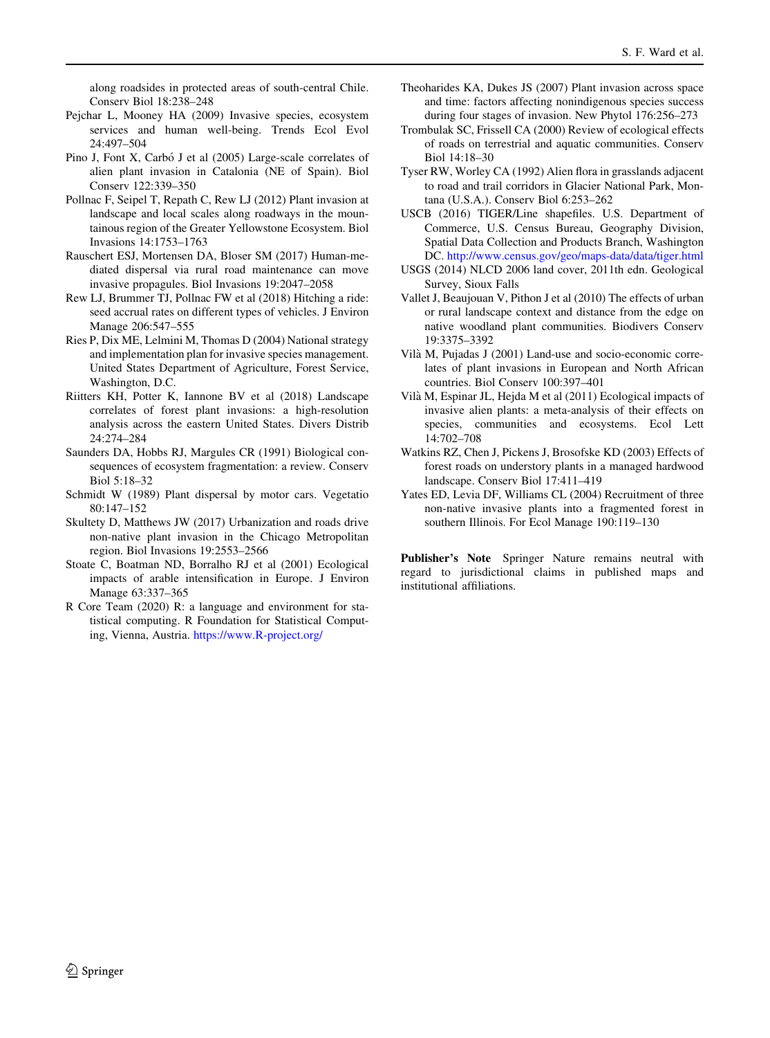along roadsides in protected areas of south-central Chile. Conserv Biol 18:238–248

Pejchar L, Mooney HA (2009) Invasive species, ecosystem services and human well-being. Trends Ecol Evol 24:497–504

Pino J, Font X, Carbó J et al (2005) Large-scale correlates of alien plant invasion in Catalonia (NE of Spain). Biol Conserv 122:339–350

Pollnac F, Seipel T, Repath C, Rew LJ (2012) Plant invasion at landscape and local scales along roadways in the mountainous region of the Greater Yellowstone Ecosystem. Biol Invasions 14:1753–1763

Rauschert ESJ, Mortensen DA, Bloser SM (2017) Human-mediated dispersal via rural road maintenance can move invasive propagules. Biol Invasions 19:2047–2058

Rew LJ, Brummer TJ, Pollnac FW et al (2018) Hitching a ride: seed accrual rates on different types of vehicles. J Environ Manage 206:547–555

Ries P, Dix ME, Lelmini M, Thomas D (2004) National strategy and implementation plan for invasive species management. United States Department of Agriculture, Forest Service, Washington, D.C.

Riitters KH, Potter K, Iannone BV et al (2018) Landscape correlates of forest plant invasions: a high-resolution analysis across the eastern United States. Divers Distrib 24:274–284

Saunders DA, Hobbs RJ, Margules CR (1991) Biological consequences of ecosystem fragmentation: a review. Conserv Biol 5:18–32

Schmidt W (1989) Plant dispersal by motor cars. Vegetatio 80:147–152

Skultety D, Matthews JW (2017) Urbanization and roads drive non-native plant invasion in the Chicago Metropolitan region. Biol Invasions 19:2553–2566

Stoate C, Boatman ND, Borralho RJ et al (2001) Ecological impacts of arable intensification in Europe. J Environ Manage 63:337–365

R Core Team (2020) R: a language and environment for statistical computing. R Foundation for Statistical Computing, Vienna, Austria. https://www.R-project.org/

Theoharides KA, Dukes JS (2007) Plant invasion across space and time: factors affecting nonindigenous species success during four stages of invasion. New Phytol 176:256–273

Trombulak SC, Frissell CA (2000) Review of ecological effects of roads on terrestrial and aquatic communities. Conserv Biol 14:18–30

Tyser RW, Worley CA (1992) Alien flora in grasslands adjacent to road and trail corridors in Glacier National Park, Montana (U.S.A.). Conserv Biol 6:253–262

USCB (2016) TIGER/Line shapefiles. U.S. Department of Commerce, U.S. Census Bureau, Geography Division, Spatial Data Collection and Products Branch, Washington DC. http://www.census.gov/geo/maps-data/data/tiger.html

USGS (2014) NLCD 2006 land cover, 2011th edn. Geological Survey, Sioux Falls

Vallet J, Beaujouan V, Pithon J et al (2010) The effects of urban or rural landscape context and distance from the edge on native woodland plant communities. Biodivers Conserv 19:3375–3392

Vilà M, Pujadas J (2001) Land-use and socio-economic correlates of plant invasions in European and North African countries. Biol Conserv 100:397–401

Vilà M, Espinar JL, Hejda M et al (2011) Ecological impacts of invasive alien plants: a meta-analysis of their effects on species, communities and ecosystems. Ecol Lett 14:702–708

Watkins RZ, Chen J, Pickens J, Brosofske KD (2003) Effects of forest roads on understory plants in a managed hardwood landscape. Conserv Biol 17:411–419

Yates ED, Levia DF, Williams CL (2004) Recruitment of three non-native invasive plants into a fragmented forest in southern Illinois. For Ecol Manage 190:119–130

**Publisher's Note** Springer Nature remains neutral with regard to jurisdictional claims in published maps and institutional affiliations.